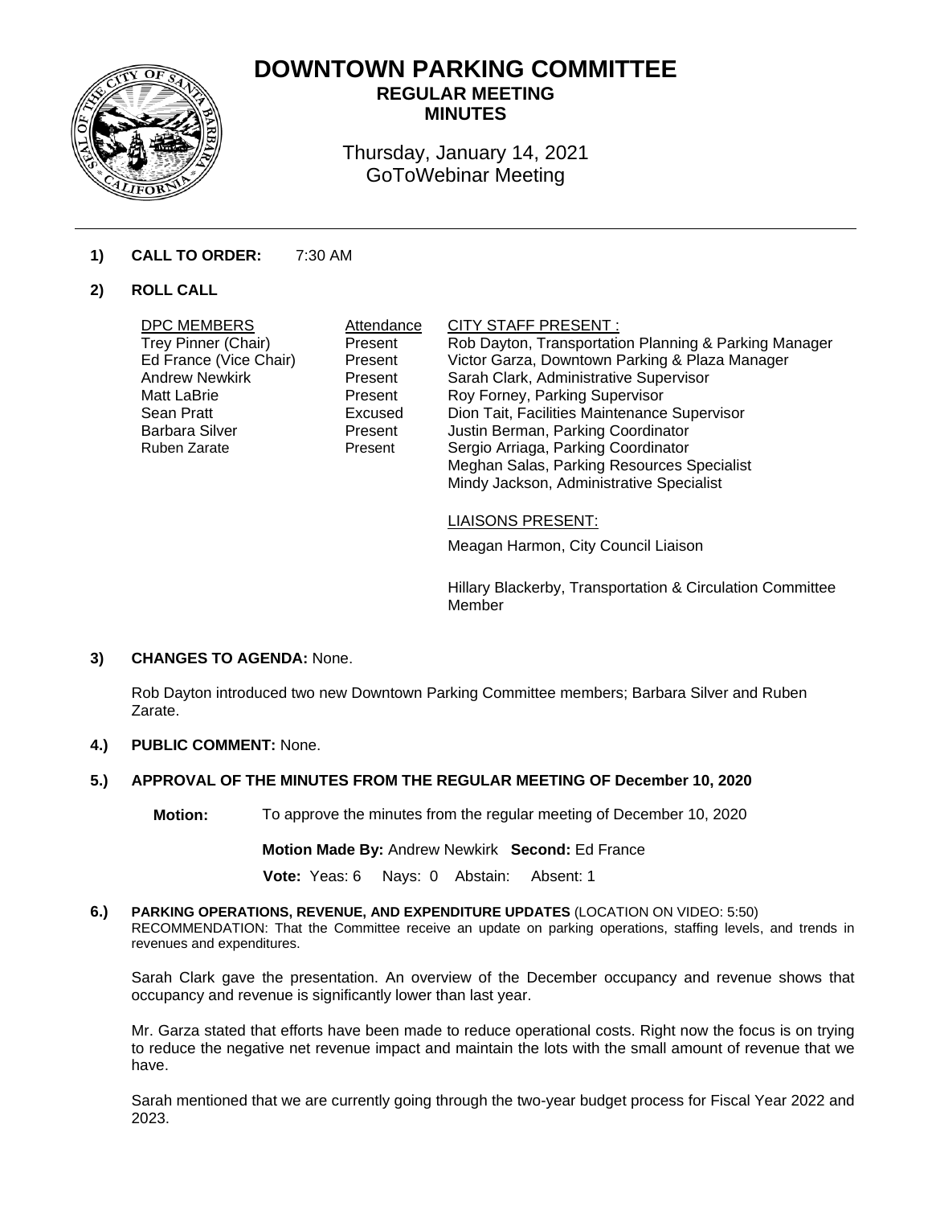# DOWNTOWN PARKING COMMITTEE

## REGULAR MEETING MINUTES

Thursday, January 14, 2021
GoToWebinar Meeting

**1) CALL TO ORDER:** 7:30 AM

**2) ROLL CALL**

| DPC MEMBERS | Attendance |
|---|---|
| Trey Pinner (Chair) | Present |
| Ed France (Vice Chair) | Present |
| Andrew Newkirk | Present |
| Matt LaBrie | Present |
| Sean Pratt | Excused |
| Barbara Silver | Present |
| Ruben Zarate | Present |

CITY STAFF PRESENT :
Rob Dayton, Transportation Planning & Parking Manager
Victor Garza, Downtown Parking & Plaza Manager
Sarah Clark, Administrative Supervisor
Roy Forney, Parking Supervisor
Dion Tait, Facilities Maintenance Supervisor
Justin Berman, Parking Coordinator
Sergio Arriaga, Parking Coordinator
Meghan Salas, Parking Resources Specialist
Mindy Jackson, Administrative Specialist

LIAISONS PRESENT:

Meagan Harmon, City Council Liaison

Hillary Blackerby, Transportation & Circulation Committee Member

**3) CHANGES TO AGENDA:** None.

Rob Dayton introduced two new Downtown Parking Committee members; Barbara Silver and Ruben Zarate.

**4.) PUBLIC COMMENT:** None.

**5.) APPROVAL OF THE MINUTES FROM THE REGULAR MEETING OF December 10, 2020**

**Motion:** To approve the minutes from the regular meeting of December 10, 2020

**Motion Made By:** Andrew Newkirk **Second:** Ed France

**Vote:** Yeas: 6 Nays: 0 Abstain: Absent: 1

**6.) PARKING OPERATIONS, REVENUE, AND EXPENDITURE UPDATES** (LOCATION ON VIDEO: 5:50)
RECOMMENDATION: That the Committee receive an update on parking operations, staffing levels, and trends in revenues and expenditures.

Sarah Clark gave the presentation. An overview of the December occupancy and revenue shows that occupancy and revenue is significantly lower than last year.

Mr. Garza stated that efforts have been made to reduce operational costs. Right now the focus is on trying to reduce the negative net revenue impact and maintain the lots with the small amount of revenue that we have.

Sarah mentioned that we are currently going through the two-year budget process for Fiscal Year 2022 and 2023.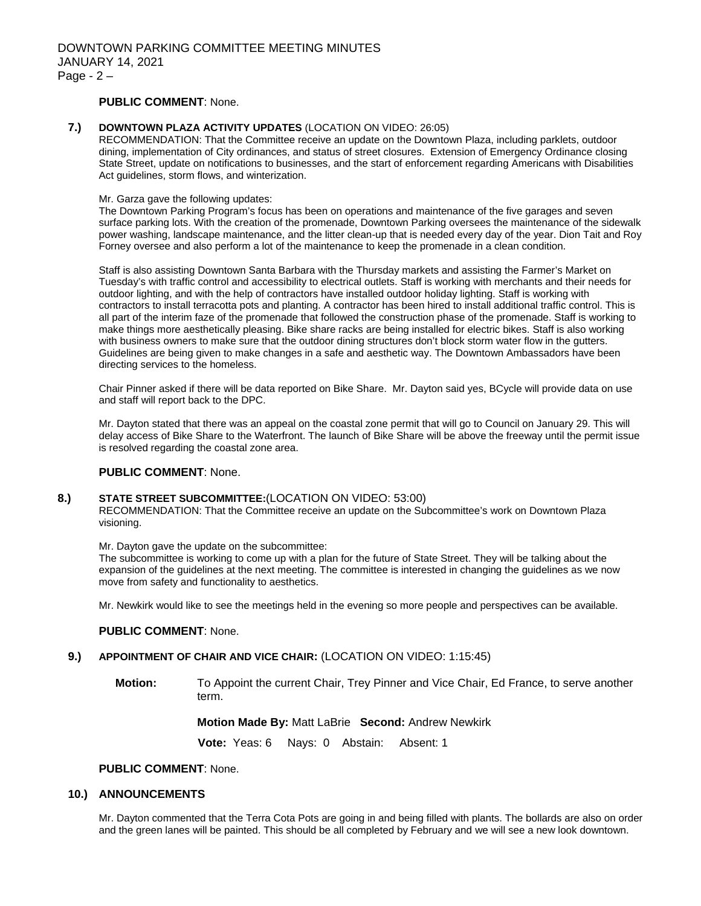**PUBLIC COMMENT**: None.

**7.) DOWNTOWN PLAZA ACTIVITY UPDATES** (LOCATION ON VIDEO: 26:05)

RECOMMENDATION: That the Committee receive an update on the Downtown Plaza, including parklets, outdoor dining, implementation of City ordinances, and status of street closures. Extension of Emergency Ordinance closing State Street, update on notifications to businesses, and the start of enforcement regarding Americans with Disabilities Act guidelines, storm flows, and winterization.

Mr. Garza gave the following updates:

The Downtown Parking Program's focus has been on operations and maintenance of the five garages and seven surface parking lots. With the creation of the promenade, Downtown Parking oversees the maintenance of the sidewalk power washing, landscape maintenance, and the litter clean-up that is needed every day of the year. Dion Tait and Roy Forney oversee and also perform a lot of the maintenance to keep the promenade in a clean condition.

Staff is also assisting Downtown Santa Barbara with the Thursday markets and assisting the Farmer's Market on Tuesday's with traffic control and accessibility to electrical outlets. Staff is working with merchants and their needs for outdoor lighting, and with the help of contractors have installed outdoor holiday lighting. Staff is working with contractors to install terracotta pots and planting. A contractor has been hired to install additional traffic control. This is all part of the interim faze of the promenade that followed the construction phase of the promenade. Staff is working to make things more aesthetically pleasing. Bike share racks are being installed for electric bikes. Staff is also working with business owners to make sure that the outdoor dining structures don't block storm water flow in the gutters. Guidelines are being given to make changes in a safe and aesthetic way. The Downtown Ambassadors have been directing services to the homeless.

Chair Pinner asked if there will be data reported on Bike Share. Mr. Dayton said yes, BCycle will provide data on use and staff will report back to the DPC.

Mr. Dayton stated that there was an appeal on the coastal zone permit that will go to Council on January 29. This will delay access of Bike Share to the Waterfront. The launch of Bike Share will be above the freeway until the permit issue is resolved regarding the coastal zone area.

**PUBLIC COMMENT**: None.

**8.) STATE STREET SUBCOMMITTEE:**(LOCATION ON VIDEO: 53:00)

RECOMMENDATION: That the Committee receive an update on the Subcommittee's work on Downtown Plaza visioning.

Mr. Dayton gave the update on the subcommittee:

The subcommittee is working to come up with a plan for the future of State Street. They will be talking about the expansion of the guidelines at the next meeting. The committee is interested in changing the guidelines as we now move from safety and functionality to aesthetics.

Mr. Newkirk would like to see the meetings held in the evening so more people and perspectives can be available.

**PUBLIC COMMENT**: None.

**9.) APPOINTMENT OF CHAIR AND VICE CHAIR:** (LOCATION ON VIDEO: 1:15:45)

**Motion:** To Appoint the current Chair, Trey Pinner and Vice Chair, Ed France, to serve another term.

**Motion Made By:** Matt LaBrie **Second:** Andrew Newkirk

**Vote:** Yeas: 6 Nays: 0 Abstain: Absent: 1

**PUBLIC COMMENT**: None.

**10.) ANNOUNCEMENTS**

Mr. Dayton commented that the Terra Cota Pots are going in and being filled with plants. The bollards are also on order and the green lanes will be painted. This should be all completed by February and we will see a new look downtown.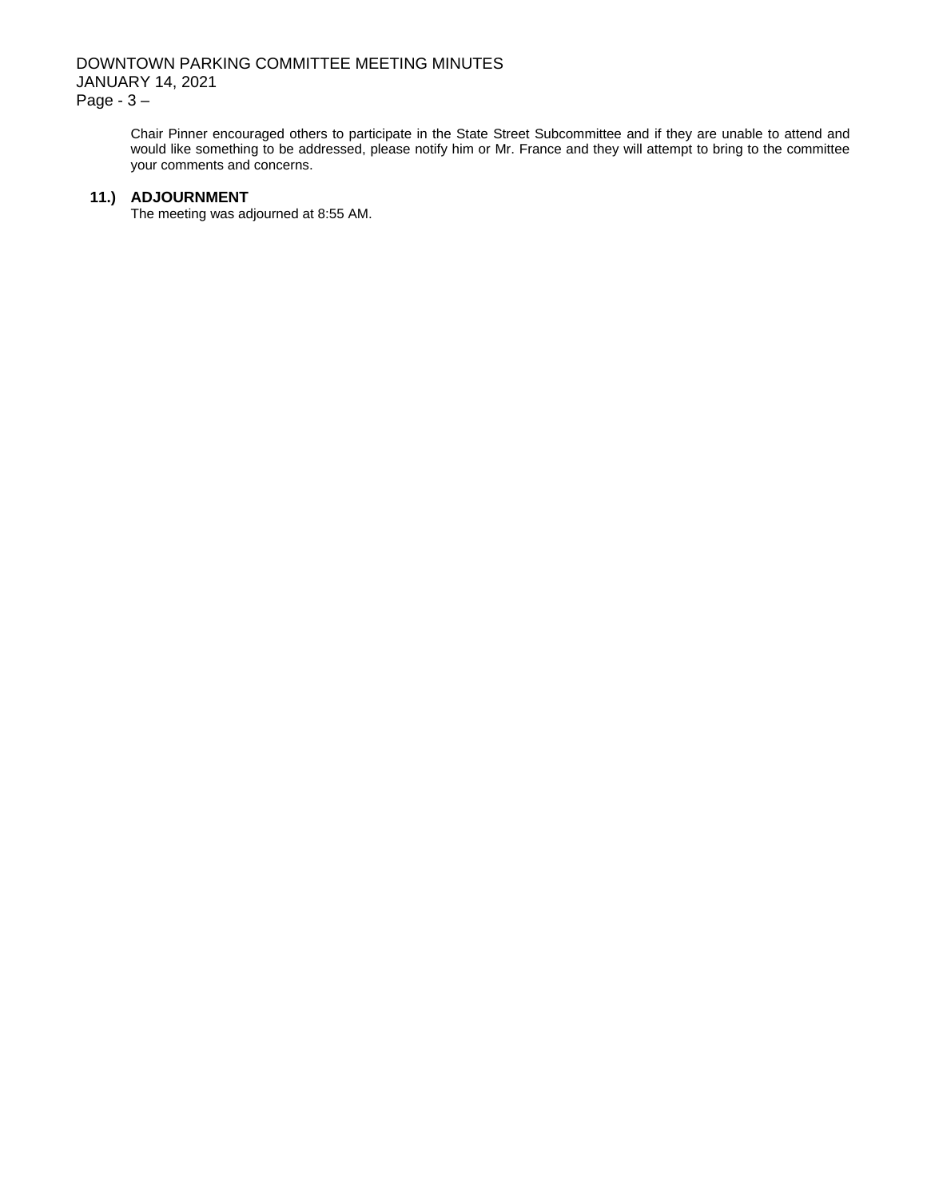Chair Pinner encouraged others to participate in the State Street Subcommittee and if they are unable to attend and would like something to be addressed, please notify him or Mr. France and they will attempt to bring to the committee your comments and concerns.

**11.) ADJOURNMENT**

The meeting was adjourned at 8:55 AM.